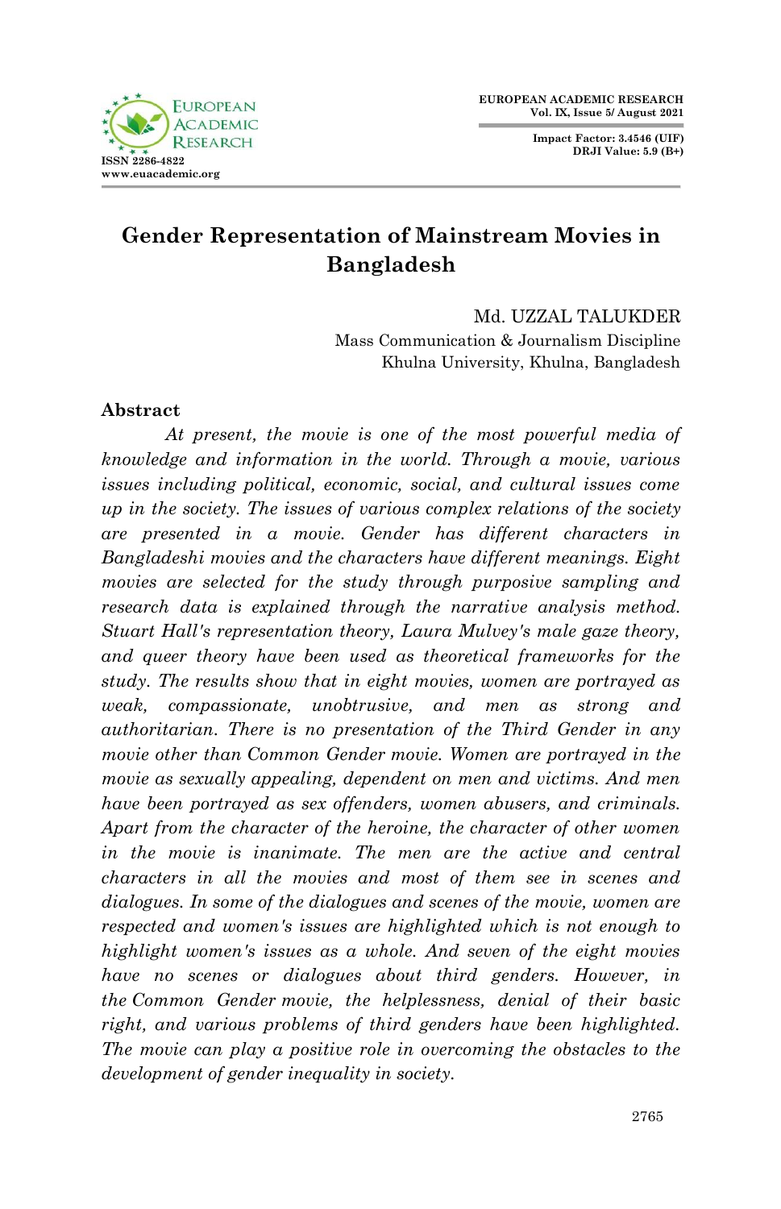# Gender Representation of Mainstream Movies in Bangladesh

Md. UZZAL TALUKDER
Mass Communication & Journalism Discipline
Khulna University, Khulna, Bangladesh

## Abstract

*At present, the movie is one of the most powerful media of knowledge and information in the world. Through a movie, various issues including political, economic, social, and cultural issues come up in the society. The issues of various complex relations of the society are presented in a movie. Gender has different characters in Bangladeshi movies and the characters have different meanings. Eight movies are selected for the study through purposive sampling and research data is explained through the narrative analysis method. Stuart Hall's representation theory, Laura Mulvey's male gaze theory, and queer theory have been used as theoretical frameworks for the study. The results show that in eight movies, women are portrayed as weak, compassionate, unobtrusive, and men as strong and authoritarian. There is no presentation of the Third Gender in any movie other than Common Gender movie. Women are portrayed in the movie as sexually appealing, dependent on men and victims. And men have been portrayed as sex offenders, women abusers, and criminals. Apart from the character of the heroine, the character of other women in the movie is inanimate. The men are the active and central characters in all the movies and most of them see in scenes and dialogues. In some of the dialogues and scenes of the movie, women are respected and women's issues are highlighted which is not enough to highlight women's issues as a whole. And seven of the eight movies have no scenes or dialogues about third genders. However, in the Common Gender movie, the helplessness, denial of their basic right, and various problems of third genders have been highlighted. The movie can play a positive role in overcoming the obstacles to the development of gender inequality in society.*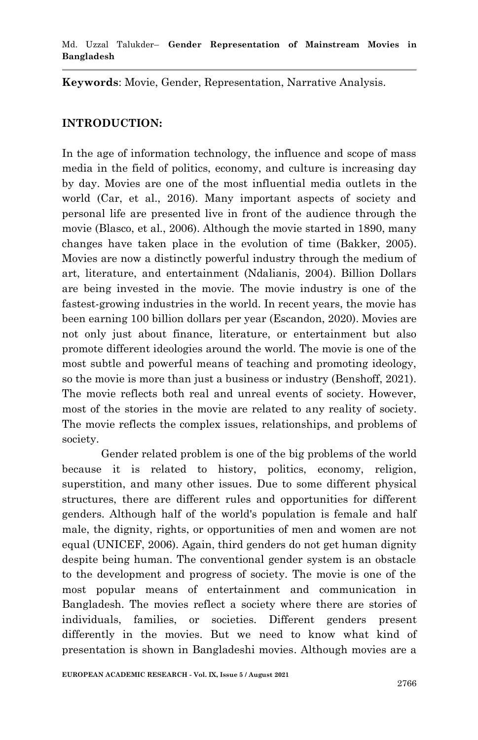**Keywords**: Movie, Gender, Representation, Narrative Analysis.

## INTRODUCTION:

In the age of information technology, the influence and scope of mass media in the field of politics, economy, and culture is increasing day by day. Movies are one of the most influential media outlets in the world (Car, et al., 2016). Many important aspects of society and personal life are presented live in front of the audience through the movie (Blasco, et al., 2006). Although the movie started in 1890, many changes have taken place in the evolution of time (Bakker, 2005). Movies are now a distinctly powerful industry through the medium of art, literature, and entertainment (Ndalianis, 2004). Billion Dollars are being invested in the movie. The movie industry is one of the fastest-growing industries in the world. In recent years, the movie has been earning 100 billion dollars per year (Escandon, 2020). Movies are not only just about finance, literature, or entertainment but also promote different ideologies around the world. The movie is one of the most subtle and powerful means of teaching and promoting ideology, so the movie is more than just a business or industry (Benshoff, 2021). The movie reflects both real and unreal events of society. However, most of the stories in the movie are related to any reality of society. The movie reflects the complex issues, relationships, and problems of society.

Gender related problem is one of the big problems of the world because it is related to history, politics, economy, religion, superstition, and many other issues. Due to some different physical structures, there are different rules and opportunities for different genders. Although half of the world's population is female and half male, the dignity, rights, or opportunities of men and women are not equal (UNICEF, 2006). Again, third genders do not get human dignity despite being human. The conventional gender system is an obstacle to the development and progress of society. The movie is one of the most popular means of entertainment and communication in Bangladesh. The movies reflect a society where there are stories of individuals, families, or societies. Different genders present differently in the movies. But we need to know what kind of presentation is shown in Bangladeshi movies. Although movies are a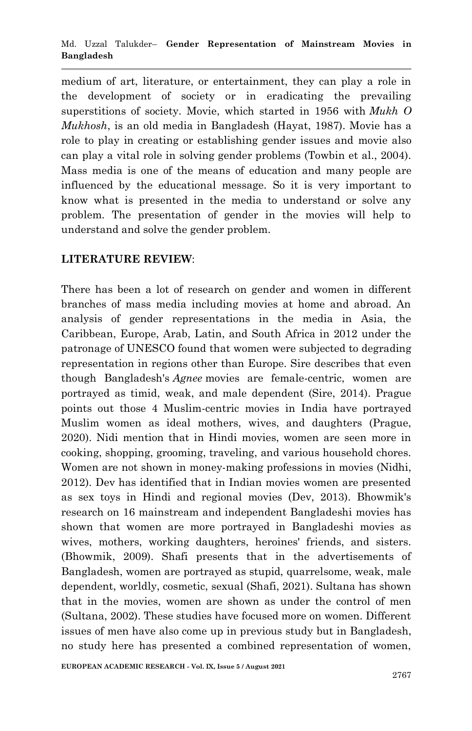medium of art, literature, or entertainment, they can play a role in the development of society or in eradicating the prevailing superstitions of society. Movie, which started in 1956 with *Mukh O Mukhosh*, is an old media in Bangladesh (Hayat, 1987). Movie has a role to play in creating or establishing gender issues and movie also can play a vital role in solving gender problems (Towbin et al., 2004). Mass media is one of the means of education and many people are influenced by the educational message. So it is very important to know what is presented in the media to understand or solve any problem. The presentation of gender in the movies will help to understand and solve the gender problem.

## LITERATURE REVIEW:

There has been a lot of research on gender and women in different branches of mass media including movies at home and abroad. An analysis of gender representations in the media in Asia, the Caribbean, Europe, Arab, Latin, and South Africa in 2012 under the patronage of UNESCO found that women were subjected to degrading representation in regions other than Europe. Sire describes that even though Bangladesh's *Agnee* movies are female-centric, women are portrayed as timid, weak, and male dependent (Sire, 2014). Prague points out those 4 Muslim-centric movies in India have portrayed Muslim women as ideal mothers, wives, and daughters (Prague, 2020). Nidi mention that in Hindi movies, women are seen more in cooking, shopping, grooming, traveling, and various household chores. Women are not shown in money-making professions in movies (Nidhi, 2012). Dev has identified that in Indian movies women are presented as sex toys in Hindi and regional movies (Dev, 2013). Bhowmik's research on 16 mainstream and independent Bangladeshi movies has shown that women are more portrayed in Bangladeshi movies as wives, mothers, working daughters, heroines' friends, and sisters. (Bhowmik, 2009). Shafi presents that in the advertisements of Bangladesh, women are portrayed as stupid, quarrelsome, weak, male dependent, worldly, cosmetic, sexual (Shafi, 2021). Sultana has shown that in the movies, women are shown as under the control of men (Sultana, 2002). These studies have focused more on women. Different issues of men have also come up in previous study but in Bangladesh, no study here has presented a combined representation of women,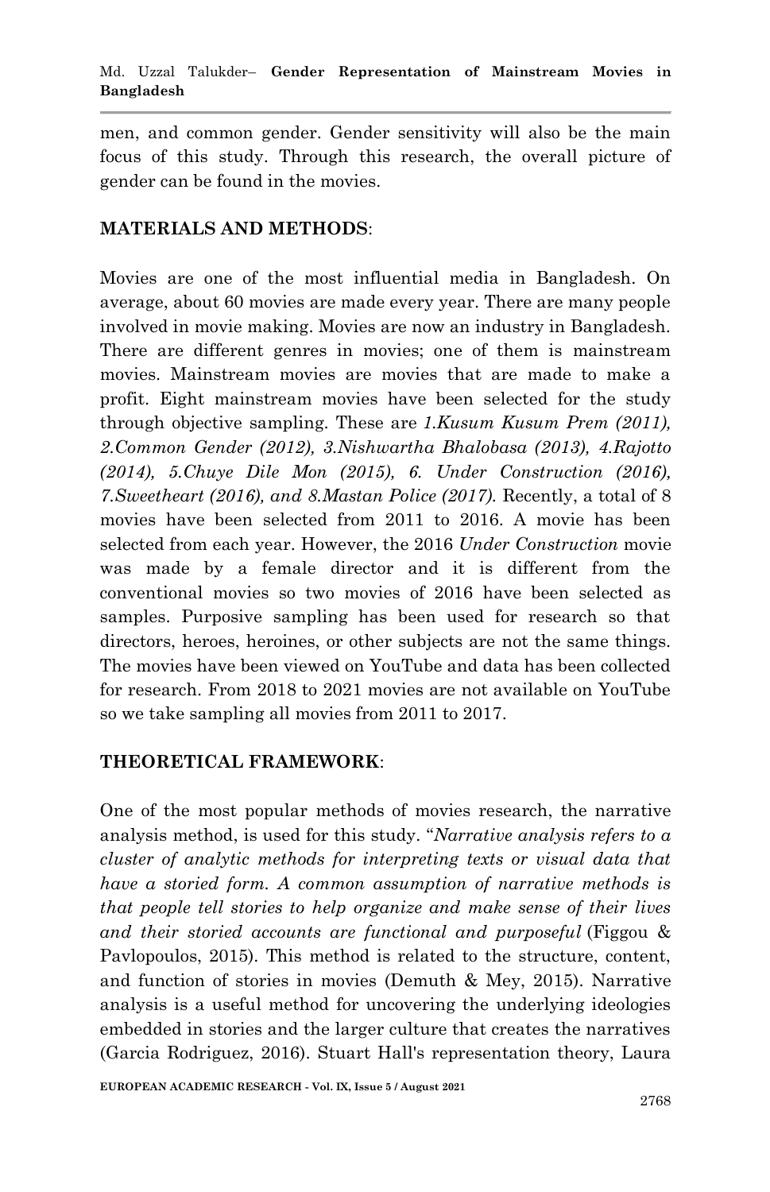men, and common gender. Gender sensitivity will also be the main focus of this study. Through this research, the overall picture of gender can be found in the movies.

## MATERIALS AND METHODS:

Movies are one of the most influential media in Bangladesh. On average, about 60 movies are made every year. There are many people involved in movie making. Movies are now an industry in Bangladesh. There are different genres in movies; one of them is mainstream movies. Mainstream movies are movies that are made to make a profit. Eight mainstream movies have been selected for the study through objective sampling. These are *1.Kusum Kusum Prem (2011), 2.Common Gender (2012), 3.Nishwartha Bhalobasa (2013), 4.Rajotto (2014), 5.Chuye Dile Mon (2015), 6. Under Construction (2016), 7.Sweetheart (2016), and 8.Mastan Police (2017).* Recently, a total of 8 movies have been selected from 2011 to 2016. A movie has been selected from each year. However, the 2016 *Under Construction* movie was made by a female director and it is different from the conventional movies so two movies of 2016 have been selected as samples. Purposive sampling has been used for research so that directors, heroes, heroines, or other subjects are not the same things. The movies have been viewed on YouTube and data has been collected for research. From 2018 to 2021 movies are not available on YouTube so we take sampling all movies from 2011 to 2017.

## THEORETICAL FRAMEWORK:

One of the most popular methods of movies research, the narrative analysis method, is used for this study. "*Narrative analysis refers to a cluster of analytic methods for interpreting texts or visual data that have a storied form. A common assumption of narrative methods is that people tell stories to help organize and make sense of their lives and their storied accounts are functional and purposeful* (Figgou & Pavlopoulos, 2015). This method is related to the structure, content, and function of stories in movies (Demuth & Mey, 2015). Narrative analysis is a useful method for uncovering the underlying ideologies embedded in stories and the larger culture that creates the narratives (Garcia Rodriguez, 2016). Stuart Hall's representation theory, Laura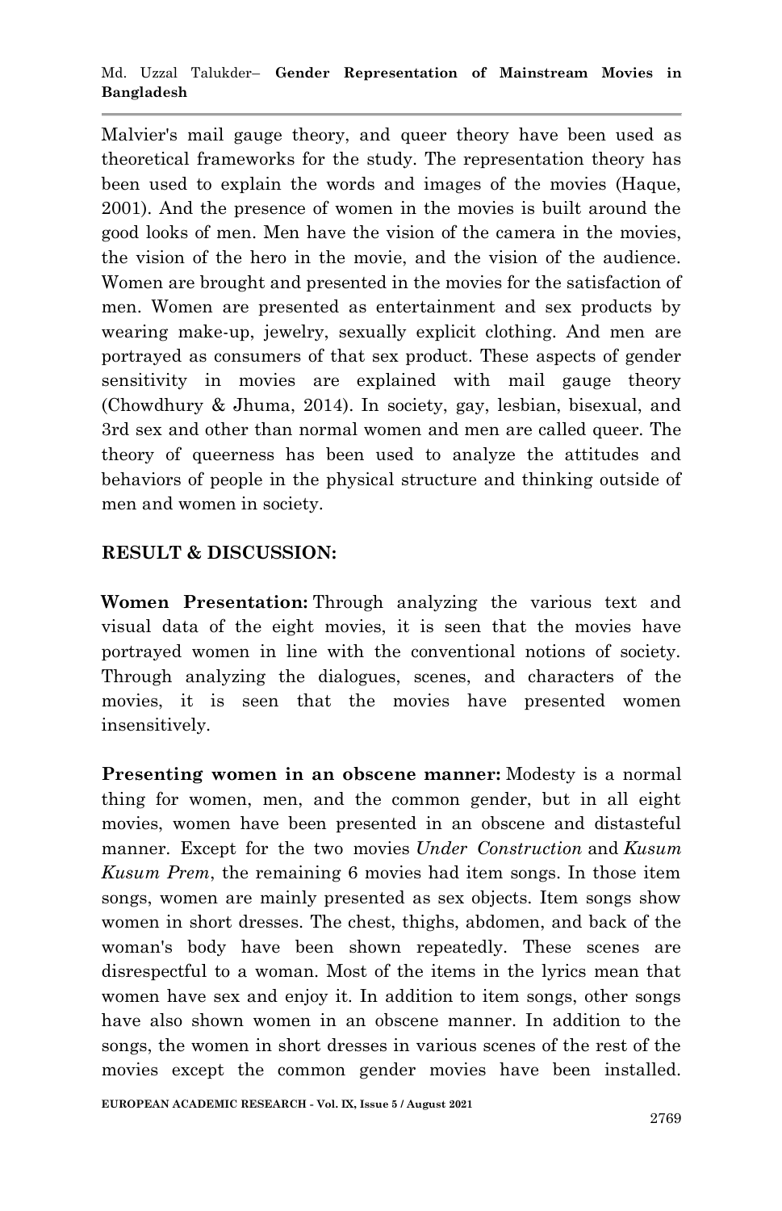Malvier's mail gauge theory, and queer theory have been used as theoretical frameworks for the study. The representation theory has been used to explain the words and images of the movies (Haque, 2001). And the presence of women in the movies is built around the good looks of men. Men have the vision of the camera in the movies, the vision of the hero in the movie, and the vision of the audience. Women are brought and presented in the movies for the satisfaction of men. Women are presented as entertainment and sex products by wearing make-up, jewelry, sexually explicit clothing. And men are portrayed as consumers of that sex product. These aspects of gender sensitivity in movies are explained with mail gauge theory (Chowdhury & Jhuma, 2014). In society, gay, lesbian, bisexual, and 3rd sex and other than normal women and men are called queer. The theory of queerness has been used to analyze the attitudes and behaviors of people in the physical structure and thinking outside of men and women in society.

## RESULT & DISCUSSION:

**Women Presentation:** Through analyzing the various text and visual data of the eight movies, it is seen that the movies have portrayed women in line with the conventional notions of society. Through analyzing the dialogues, scenes, and characters of the movies, it is seen that the movies have presented women insensitively.

**Presenting women in an obscene manner:** Modesty is a normal thing for women, men, and the common gender, but in all eight movies, women have been presented in an obscene and distasteful manner. Except for the two movies *Under Construction* and *Kusum Kusum Prem*, the remaining 6 movies had item songs. In those item songs, women are mainly presented as sex objects. Item songs show women in short dresses. The chest, thighs, abdomen, and back of the woman's body have been shown repeatedly. These scenes are disrespectful to a woman. Most of the items in the lyrics mean that women have sex and enjoy it. In addition to item songs, other songs have also shown women in an obscene manner. In addition to the songs, the women in short dresses in various scenes of the rest of the movies except the common gender movies have been installed.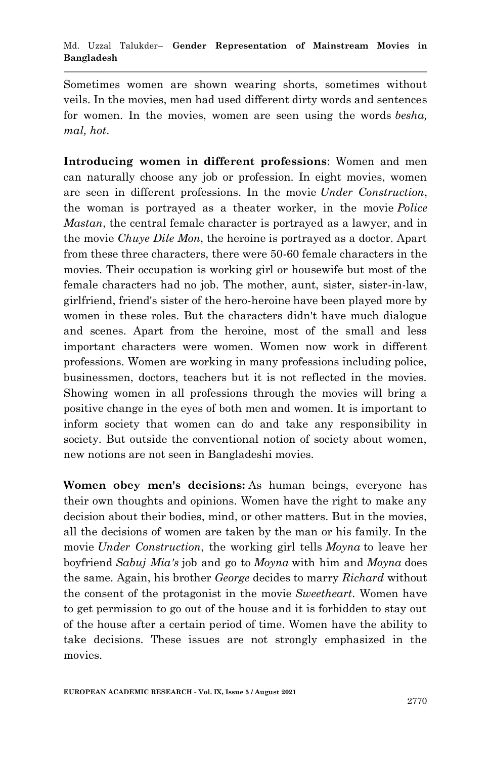Sometimes women are shown wearing shorts, sometimes without veils. In the movies, men had used different dirty words and sentences for women. In the movies, women are seen using the words *besha, mal, hot*.

**Introducing women in different professions**: Women and men can naturally choose any job or profession. In eight movies, women are seen in different professions. In the movie *Under Construction*, the woman is portrayed as a theater worker, in the movie *Police Mastan*, the central female character is portrayed as a lawyer, and in the movie *Chuye Dile Mon*, the heroine is portrayed as a doctor. Apart from these three characters, there were 50-60 female characters in the movies. Their occupation is working girl or housewife but most of the female characters had no job. The mother, aunt, sister, sister-in-law, girlfriend, friend's sister of the hero-heroine have been played more by women in these roles. But the characters didn't have much dialogue and scenes. Apart from the heroine, most of the small and less important characters were women. Women now work in different professions. Women are working in many professions including police, businessmen, doctors, teachers but it is not reflected in the movies. Showing women in all professions through the movies will bring a positive change in the eyes of both men and women. It is important to inform society that women can do and take any responsibility in society. But outside the conventional notion of society about women, new notions are not seen in Bangladeshi movies.

**Women obey men's decisions:** As human beings, everyone has their own thoughts and opinions. Women have the right to make any decision about their bodies, mind, or other matters. But in the movies, all the decisions of women are taken by the man or his family. In the movie *Under Construction*, the working girl tells *Moyna* to leave her boyfriend *Sabuj Mia's* job and go to *Moyna* with him and *Moyna* does the same. Again, his brother *George* decides to marry *Richard* without the consent of the protagonist in the movie *Sweetheart*. Women have to get permission to go out of the house and it is forbidden to stay out of the house after a certain period of time. Women have the ability to take decisions. These issues are not strongly emphasized in the movies.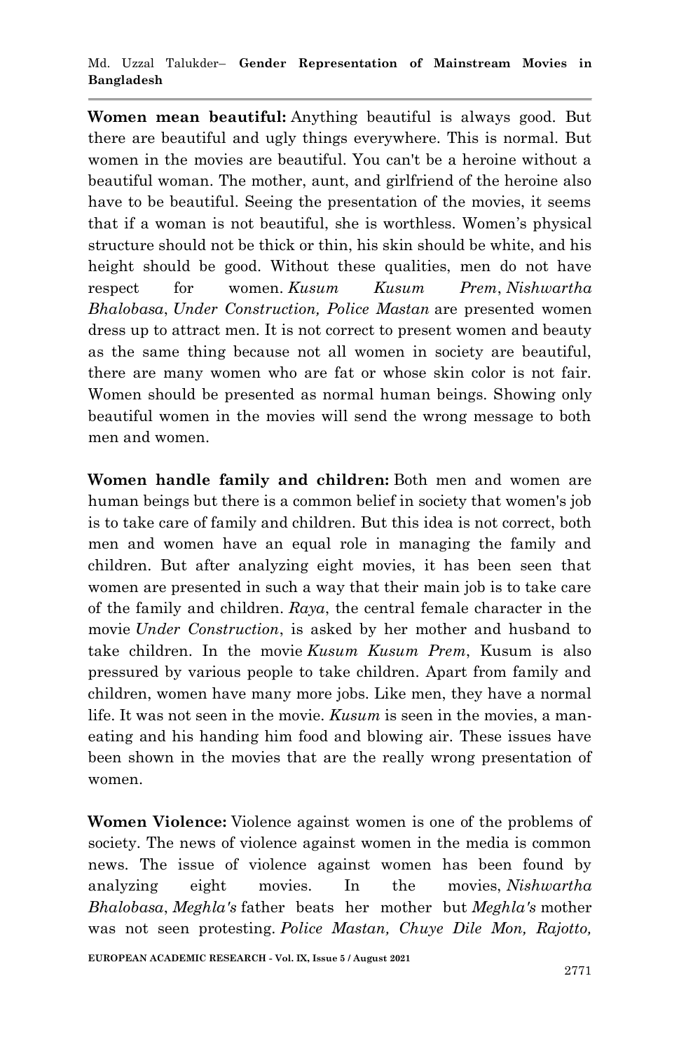**Women mean beautiful:** Anything beautiful is always good. But there are beautiful and ugly things everywhere. This is normal. But women in the movies are beautiful. You can't be a heroine without a beautiful woman. The mother, aunt, and girlfriend of the heroine also have to be beautiful. Seeing the presentation of the movies, it seems that if a woman is not beautiful, she is worthless. Women's physical structure should not be thick or thin, his skin should be white, and his height should be good. Without these qualities, men do not have respect for women. *Kusum Kusum Prem*, *Nishwartha Bhalobasa*, *Under Construction, Police Mastan* are presented women dress up to attract men. It is not correct to present women and beauty as the same thing because not all women in society are beautiful, there are many women who are fat or whose skin color is not fair. Women should be presented as normal human beings. Showing only beautiful women in the movies will send the wrong message to both men and women.

**Women handle family and children:** Both men and women are human beings but there is a common belief in society that women's job is to take care of family and children. But this idea is not correct, both men and women have an equal role in managing the family and children. But after analyzing eight movies, it has been seen that women are presented in such a way that their main job is to take care of the family and children. *Raya*, the central female character in the movie *Under Construction*, is asked by her mother and husband to take children. In the movie *Kusum Kusum Prem*, Kusum is also pressured by various people to take children. Apart from family and children, women have many more jobs. Like men, they have a normal life. It was not seen in the movie. *Kusum* is seen in the movies, a man-eating and his handing him food and blowing air. These issues have been shown in the movies that are the really wrong presentation of women.

**Women Violence:** Violence against women is one of the problems of society. The news of violence against women in the media is common news. The issue of violence against women has been found by analyzing eight movies. In the movies, *Nishwartha Bhalobasa*, *Meghla's* father beats her mother but *Meghla's* mother was not seen protesting. *Police Mastan, Chuye Dile Mon, Rajotto,*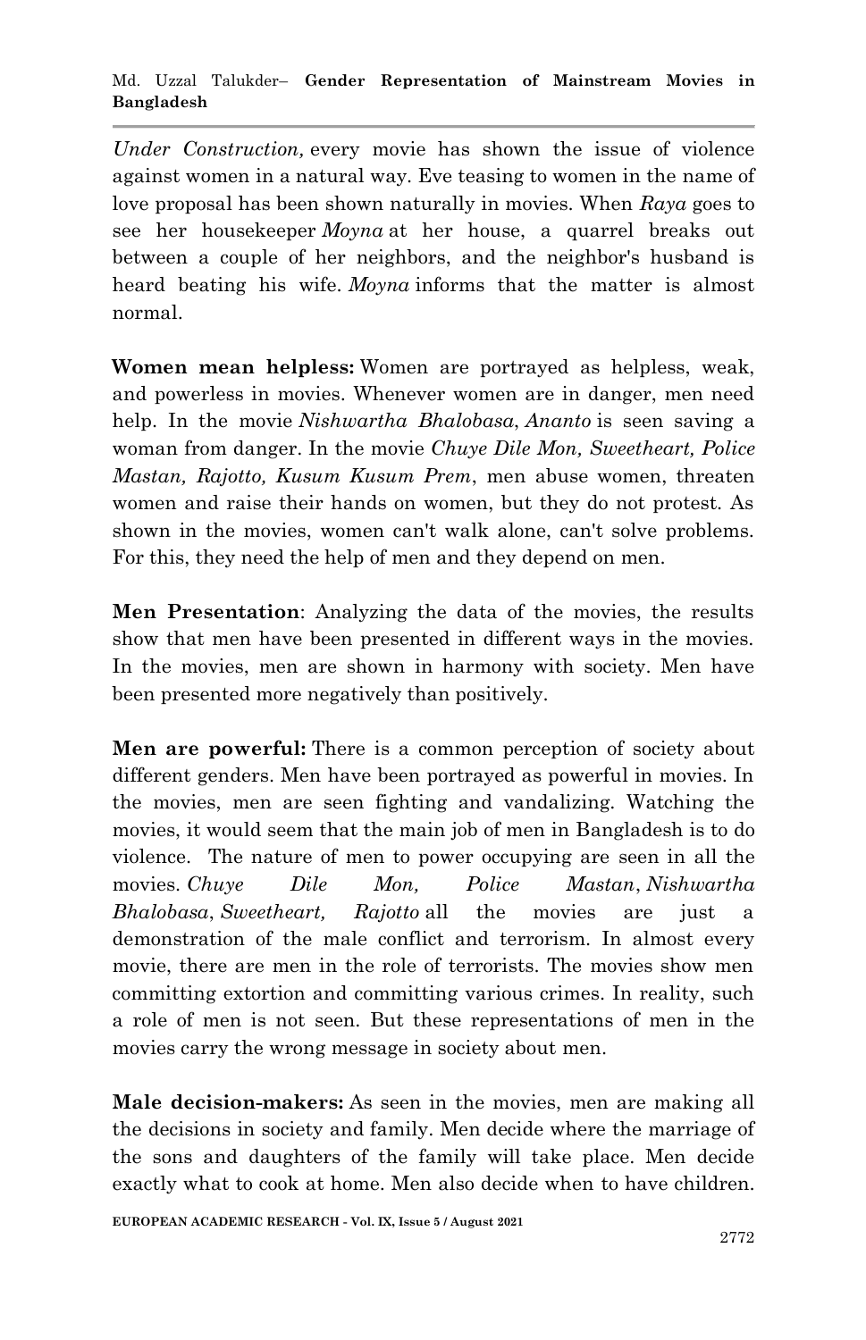*Under Construction,* every movie has shown the issue of violence against women in a natural way. Eve teasing to women in the name of love proposal has been shown naturally in movies. When *Raya* goes to see her housekeeper *Moyna* at her house, a quarrel breaks out between a couple of her neighbors, and the neighbor's husband is heard beating his wife. *Moyna* informs that the matter is almost normal.

**Women mean helpless:** Women are portrayed as helpless, weak, and powerless in movies. Whenever women are in danger, men need help. In the movie *Nishwartha Bhalobasa*, *Ananto* is seen saving a woman from danger. In the movie *Chuye Dile Mon, Sweetheart, Police Mastan, Rajotto, Kusum Kusum Prem*, men abuse women, threaten women and raise their hands on women, but they do not protest. As shown in the movies, women can't walk alone, can't solve problems. For this, they need the help of men and they depend on men.

**Men Presentation**: Analyzing the data of the movies, the results show that men have been presented in different ways in the movies. In the movies, men are shown in harmony with society. Men have been presented more negatively than positively.

**Men are powerful:** There is a common perception of society about different genders. Men have been portrayed as powerful in movies. In the movies, men are seen fighting and vandalizing. Watching the movies, it would seem that the main job of men in Bangladesh is to do violence. The nature of men to power occupying are seen in all the movies. *Chuye Dile Mon, Police Mastan*, *Nishwartha Bhalobasa*, *Sweetheart, Rajotto* all the movies are just a demonstration of the male conflict and terrorism. In almost every movie, there are men in the role of terrorists. The movies show men committing extortion and committing various crimes. In reality, such a role of men is not seen. But these representations of men in the movies carry the wrong message in society about men.

**Male decision-makers:** As seen in the movies, men are making all the decisions in society and family. Men decide where the marriage of the sons and daughters of the family will take place. Men decide exactly what to cook at home. Men also decide when to have children.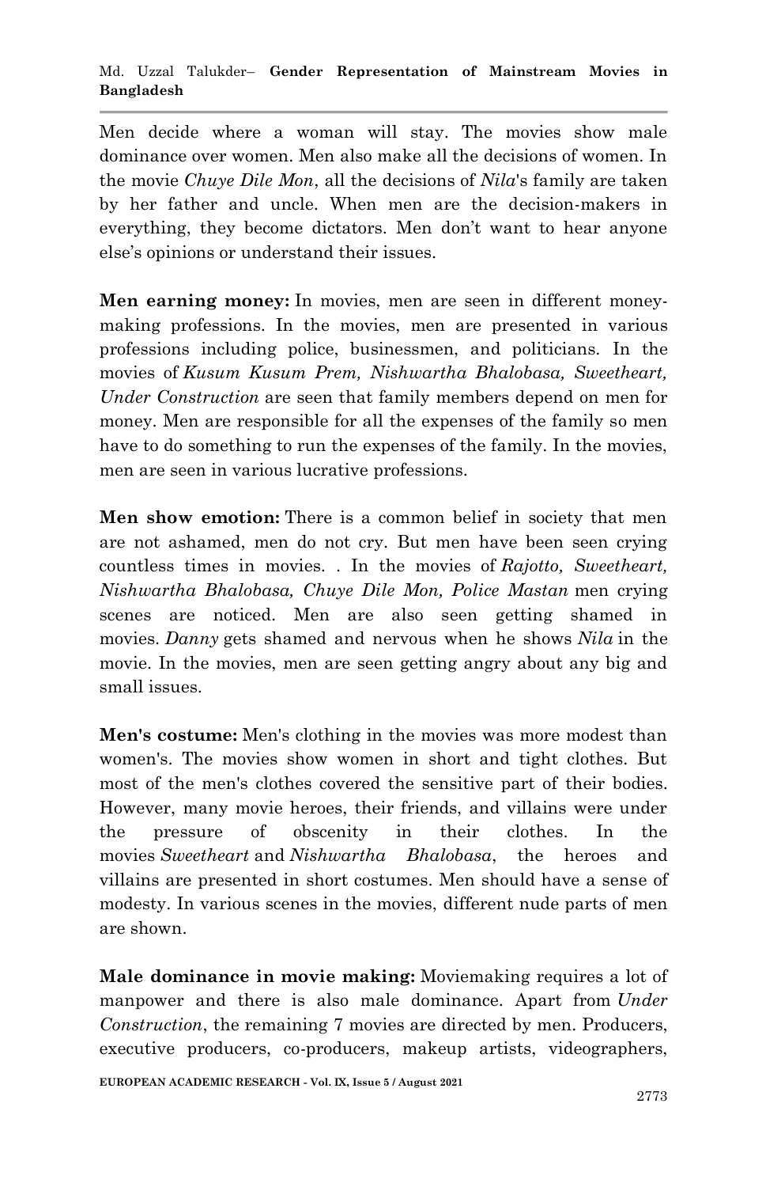Men decide where a woman will stay. The movies show male dominance over women. Men also make all the decisions of women. In the movie *Chuye Dile Mon*, all the decisions of *Nila*'s family are taken by her father and uncle. When men are the decision-makers in everything, they become dictators. Men don't want to hear anyone else's opinions or understand their issues.

**Men earning money:** In movies, men are seen in different money-making professions. In the movies, men are presented in various professions including police, businessmen, and politicians. In the movies of *Kusum Kusum Prem, Nishwartha Bhalobasa, Sweetheart, Under Construction* are seen that family members depend on men for money. Men are responsible for all the expenses of the family so men have to do something to run the expenses of the family. In the movies, men are seen in various lucrative professions.

**Men show emotion:** There is a common belief in society that men are not ashamed, men do not cry. But men have been seen crying countless times in movies. . In the movies of *Rajotto, Sweetheart, Nishwartha Bhalobasa, Chuye Dile Mon, Police Mastan* men crying scenes are noticed. Men are also seen getting shamed in movies. *Danny* gets shamed and nervous when he shows *Nila* in the movie. In the movies, men are seen getting angry about any big and small issues.

**Men's costume:** Men's clothing in the movies was more modest than women's. The movies show women in short and tight clothes. But most of the men's clothes covered the sensitive part of their bodies. However, many movie heroes, their friends, and villains were under the pressure of obscenity in their clothes. In the movies *Sweetheart* and *Nishwartha Bhalobasa*, the heroes and villains are presented in short costumes. Men should have a sense of modesty. In various scenes in the movies, different nude parts of men are shown.

**Male dominance in movie making:** Moviemaking requires a lot of manpower and there is also male dominance. Apart from *Under Construction*, the remaining 7 movies are directed by men. Producers, executive producers, co-producers, makeup artists, videographers,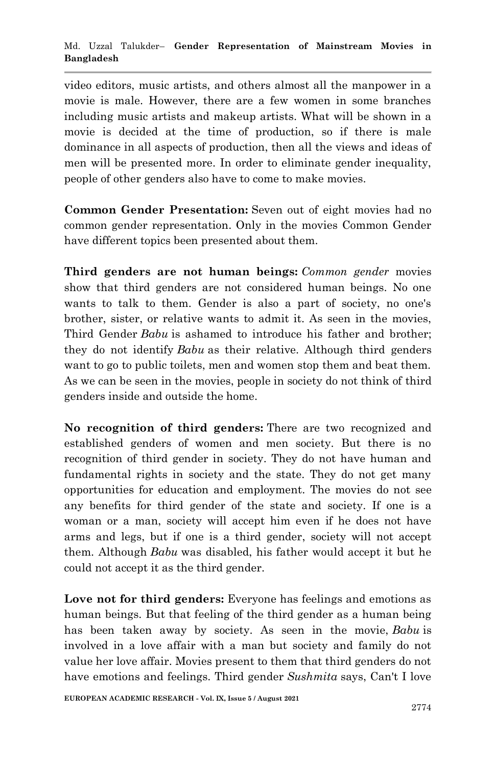video editors, music artists, and others almost all the manpower in a movie is male. However, there are a few women in some branches including music artists and makeup artists. What will be shown in a movie is decided at the time of production, so if there is male dominance in all aspects of production, then all the views and ideas of men will be presented more. In order to eliminate gender inequality, people of other genders also have to come to make movies.

**Common Gender Presentation:** Seven out of eight movies had no common gender representation. Only in the movies Common Gender have different topics been presented about them.

**Third genders are not human beings:** *Common gender* movies show that third genders are not considered human beings. No one wants to talk to them. Gender is also a part of society, no one's brother, sister, or relative wants to admit it. As seen in the movies, Third Gender *Babu* is ashamed to introduce his father and brother; they do not identify *Babu* as their relative. Although third genders want to go to public toilets, men and women stop them and beat them. As we can be seen in the movies, people in society do not think of third genders inside and outside the home.

**No recognition of third genders:** There are two recognized and established genders of women and men society. But there is no recognition of third gender in society. They do not have human and fundamental rights in society and the state. They do not get many opportunities for education and employment. The movies do not see any benefits for third gender of the state and society. If one is a woman or a man, society will accept him even if he does not have arms and legs, but if one is a third gender, society will not accept them. Although *Babu* was disabled, his father would accept it but he could not accept it as the third gender.

**Love not for third genders:** Everyone has feelings and emotions as human beings. But that feeling of the third gender as a human being has been taken away by society. As seen in the movie, *Babu* is involved in a love affair with a man but society and family do not value her love affair. Movies present to them that third genders do not have emotions and feelings. Third gender *Sushmita* says, Can't I love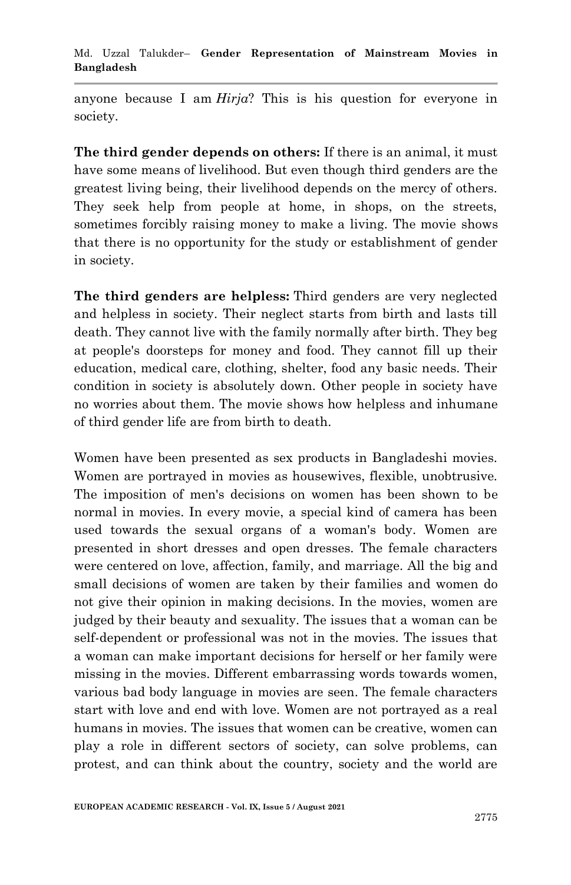anyone because I am *Hirja*? This is his question for everyone in society.

**The third gender depends on others:** If there is an animal, it must have some means of livelihood. But even though third genders are the greatest living being, their livelihood depends on the mercy of others. They seek help from people at home, in shops, on the streets, sometimes forcibly raising money to make a living. The movie shows that there is no opportunity for the study or establishment of gender in society.

**The third genders are helpless:** Third genders are very neglected and helpless in society. Their neglect starts from birth and lasts till death. They cannot live with the family normally after birth. They beg at people's doorsteps for money and food. They cannot fill up their education, medical care, clothing, shelter, food any basic needs. Their condition in society is absolutely down. Other people in society have no worries about them. The movie shows how helpless and inhumane of third gender life are from birth to death.

Women have been presented as sex products in Bangladeshi movies. Women are portrayed in movies as housewives, flexible, unobtrusive. The imposition of men's decisions on women has been shown to be normal in movies. In every movie, a special kind of camera has been used towards the sexual organs of a woman's body. Women are presented in short dresses and open dresses. The female characters were centered on love, affection, family, and marriage. All the big and small decisions of women are taken by their families and women do not give their opinion in making decisions. In the movies, women are judged by their beauty and sexuality. The issues that a woman can be self-dependent or professional was not in the movies. The issues that a woman can make important decisions for herself or her family were missing in the movies. Different embarrassing words towards women, various bad body language in movies are seen. The female characters start with love and end with love. Women are not portrayed as a real humans in movies. The issues that women can be creative, women can play a role in different sectors of society, can solve problems, can protest, and can think about the country, society and the world are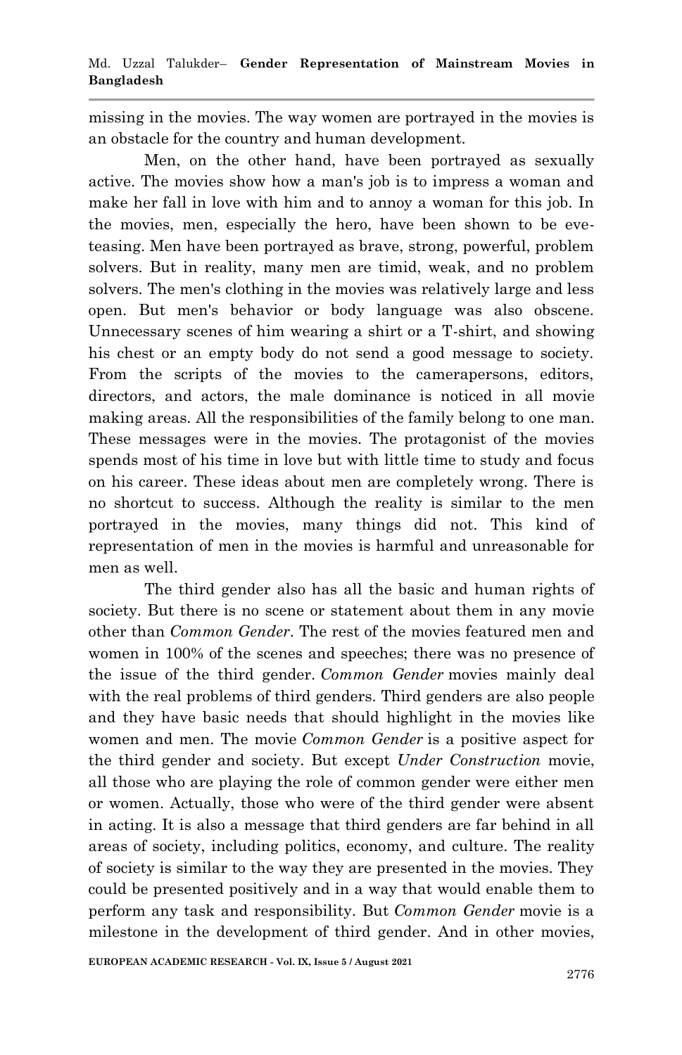missing in the movies. The way women are portrayed in the movies is an obstacle for the country and human development.

Men, on the other hand, have been portrayed as sexually active. The movies show how a man's job is to impress a woman and make her fall in love with him and to annoy a woman for this job. In the movies, men, especially the hero, have been shown to be eve-teasing. Men have been portrayed as brave, strong, powerful, problem solvers. But in reality, many men are timid, weak, and no problem solvers. The men's clothing in the movies was relatively large and less open. But men's behavior or body language was also obscene. Unnecessary scenes of him wearing a shirt or a T-shirt, and showing his chest or an empty body do not send a good message to society. From the scripts of the movies to the camerapersons, editors, directors, and actors, the male dominance is noticed in all movie making areas. All the responsibilities of the family belong to one man. These messages were in the movies. The protagonist of the movies spends most of his time in love but with little time to study and focus on his career. These ideas about men are completely wrong. There is no shortcut to success. Although the reality is similar to the men portrayed in the movies, many things did not. This kind of representation of men in the movies is harmful and unreasonable for men as well.

The third gender also has all the basic and human rights of society. But there is no scene or statement about them in any movie other than *Common Gender*. The rest of the movies featured men and women in 100% of the scenes and speeches; there was no presence of the issue of the third gender. *Common Gender* movies mainly deal with the real problems of third genders. Third genders are also people and they have basic needs that should highlight in the movies like women and men. The movie *Common Gender* is a positive aspect for the third gender and society. But except *Under Construction* movie, all those who are playing the role of common gender were either men or women. Actually, those who were of the third gender were absent in acting. It is also a message that third genders are far behind in all areas of society, including politics, economy, and culture. The reality of society is similar to the way they are presented in the movies. They could be presented positively and in a way that would enable them to perform any task and responsibility. But *Common Gender* movie is a milestone in the development of third gender. And in other movies,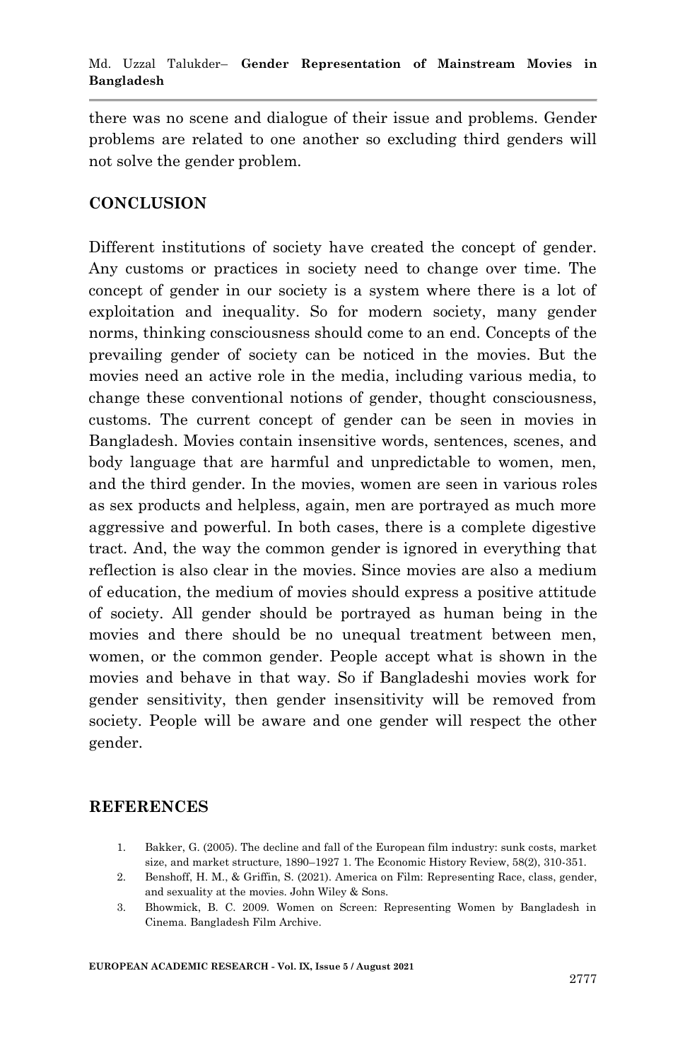there was no scene and dialogue of their issue and problems. Gender problems are related to one another so excluding third genders will not solve the gender problem.

## CONCLUSION

Different institutions of society have created the concept of gender. Any customs or practices in society need to change over time. The concept of gender in our society is a system where there is a lot of exploitation and inequality. So for modern society, many gender norms, thinking consciousness should come to an end. Concepts of the prevailing gender of society can be noticed in the movies. But the movies need an active role in the media, including various media, to change these conventional notions of gender, thought consciousness, customs. The current concept of gender can be seen in movies in Bangladesh. Movies contain insensitive words, sentences, scenes, and body language that are harmful and unpredictable to women, men, and the third gender. In the movies, women are seen in various roles as sex products and helpless, again, men are portrayed as much more aggressive and powerful. In both cases, there is a complete digestive tract. And, the way the common gender is ignored in everything that reflection is also clear in the movies. Since movies are also a medium of education, the medium of movies should express a positive attitude of society. All gender should be portrayed as human being in the movies and there should be no unequal treatment between men, women, or the common gender. People accept what is shown in the movies and behave in that way. So if Bangladeshi movies work for gender sensitivity, then gender insensitivity will be removed from society. People will be aware and one gender will respect the other gender.

## REFERENCES

1. Bakker, G. (2005). The decline and fall of the European film industry: sunk costs, market size, and market structure, 1890–1927 1. The Economic History Review, 58(2), 310-351.
2. Benshoff, H. M., & Griffin, S. (2021). America on Film: Representing Race, class, gender, and sexuality at the movies. John Wiley & Sons.
3. Bhowmick, B. C. 2009. Women on Screen: Representing Women by Bangladesh in Cinema. Bangladesh Film Archive.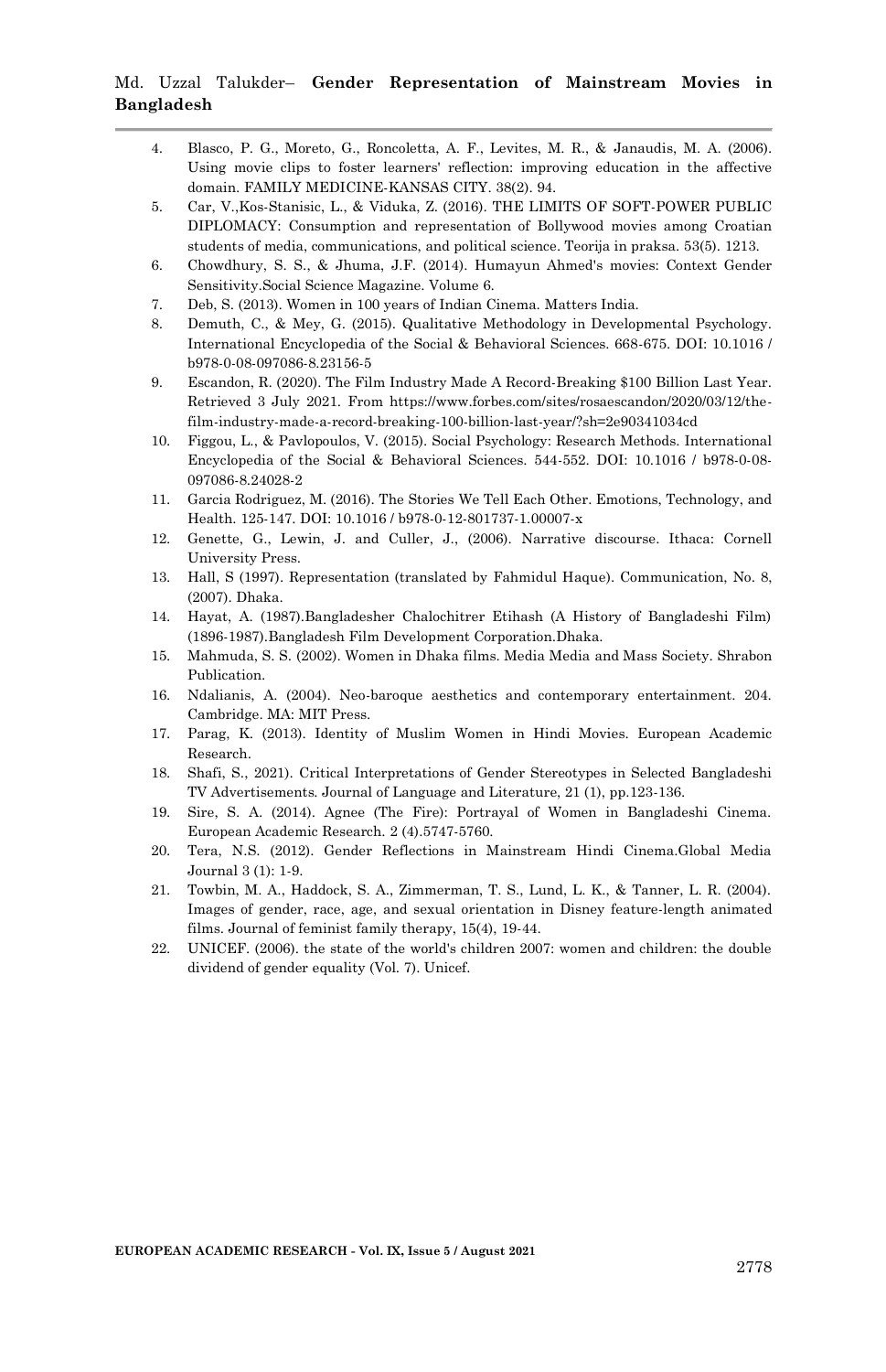4. Blasco, P. G., Moreto, G., Roncoletta, A. F., Levites, M. R., & Janaudis, M. A. (2006). Using movie clips to foster learners' reflection: improving education in the affective domain. FAMILY MEDICINE-KANSAS CITY. 38(2). 94.
5. Car, V.,Kos-Stanisic, L., & Viduka, Z. (2016). THE LIMITS OF SOFT-POWER PUBLIC DIPLOMACY: Consumption and representation of Bollywood movies among Croatian students of media, communications, and political science. Teorija in praksa. 53(5). 1213.
6. Chowdhury, S. S., & Jhuma, J.F. (2014). Humayun Ahmed's movies: Context Gender Sensitivity.Social Science Magazine. Volume 6.
7. Deb, S. (2013). Women in 100 years of Indian Cinema. Matters India.
8. Demuth, C., & Mey, G. (2015). Qualitative Methodology in Developmental Psychology. International Encyclopedia of the Social & Behavioral Sciences. 668-675. DOI: 10.1016 / b978-0-08-097086-8.23156-5
9. Escandon, R. (2020). The Film Industry Made A Record-Breaking $100 Billion Last Year. Retrieved 3 July 2021. From https://www.forbes.com/sites/rosaescandon/2020/03/12/the-film-industry-made-a-record-breaking-100-billion-last-year/?sh=2e90341034cd
10. Figgou, L., & Pavlopoulos, V. (2015). Social Psychology: Research Methods. International Encyclopedia of the Social & Behavioral Sciences. 544-552. DOI: 10.1016 / b978-0-08-097086-8.24028-2
11. Garcia Rodriguez, M. (2016). The Stories We Tell Each Other. Emotions, Technology, and Health. 125-147. DOI: 10.1016 / b978-0-12-801737-1.00007-x
12. Genette, G., Lewin, J. and Culler, J., (2006). Narrative discourse. Ithaca: Cornell University Press.
13. Hall, S (1997). Representation (translated by Fahmidul Haque). Communication, No. 8, (2007). Dhaka.
14. Hayat, A. (1987).Bangladesher Chalochitrer Etihash (A History of Bangladeshi Film) (1896-1987).Bangladesh Film Development Corporation.Dhaka.
15. Mahmuda, S. S. (2002). Women in Dhaka films. Media Media and Mass Society. Shrabon Publication.
16. Ndalianis, A. (2004). Neo-baroque aesthetics and contemporary entertainment. 204. Cambridge. MA: MIT Press.
17. Parag, K. (2013). Identity of Muslim Women in Hindi Movies. European Academic Research.
18. Shafi, S., 2021). Critical Interpretations of Gender Stereotypes in Selected Bangladeshi TV Advertisements. Journal of Language and Literature, 21 (1), pp.123-136.
19. Sire, S. A. (2014). Agnee (The Fire): Portrayal of Women in Bangladeshi Cinema. European Academic Research. 2 (4).5747-5760.
20. Tera, N.S. (2012). Gender Reflections in Mainstream Hindi Cinema.Global Media Journal 3 (1): 1-9.
21. Towbin, M. A., Haddock, S. A., Zimmerman, T. S., Lund, L. K., & Tanner, L. R. (2004). Images of gender, race, age, and sexual orientation in Disney feature-length animated films. Journal of feminist family therapy, 15(4), 19-44.
22. UNICEF. (2006). the state of the world's children 2007: women and children: the double dividend of gender equality (Vol. 7). Unicef.